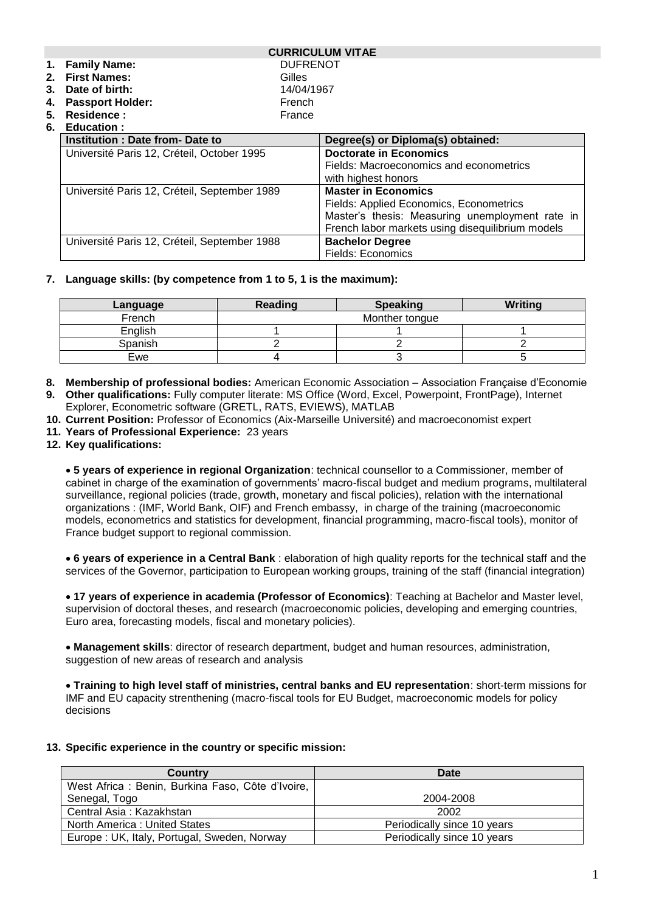# CURRICULUM VITAE

1. **Family Name:** DUFRENOT
2. **First Names:** Gilles
3. **Date of birth:** 14/04/1967
4. **Passport Holder:** French
5. **Residence :** France
6. **Education :**

| Institution : Date from- Date to | Degree(s) or Diploma(s) obtained: |
|---|---|
| Université Paris 12, Créteil, October 1995 | **Doctorate in Economics**<br>Fields: Macroeconomics and econometrics<br>with highest honors |
| Université Paris 12, Créteil, September 1989 | **Master in Economics**<br>Fields: Applied Economics, Econometrics<br>Master's thesis: Measuring unemployment rate in French labor markets using disequilibrium models |
| Université Paris 12, Créteil, September 1988 | **Bachelor Degree**<br>Fields: Economics |

7. **Language skills: (by competence from 1 to 5, 1 is the maximum):**

| Language | Reading | Speaking | Writing |
|---|---|---|---|
| French | Monther tongue | | |
| English | 1 | 1 | 1 |
| Spanish | 2 | 2 | 2 |
| Ewe | 4 | 3 | 5 |

8. **Membership of professional bodies:** American Economic Association – Association Française d'Economie
9. **Other qualifications:** Fully computer literate: MS Office (Word, Excel, Powerpoint, FrontPage), Internet Explorer, Econometric software (GRETL, RATS, EVIEWS), MATLAB
10. **Current Position:** Professor of Economics (Aix-Marseille Université) and macroeconomist expert
11. **Years of Professional Experience:** 23 years
12. **Key qualifications:**

- **5 years of experience in regional Organization**: technical counsellor to a Commissioner, member of cabinet in charge of the examination of governments' macro-fiscal budget and medium programs, multilateral surveillance, regional policies (trade, growth, monetary and fiscal policies), relation with the international organizations : (IMF, World Bank, OIF) and French embassy, in charge of the training (macroeconomic models, econometrics and statistics for development, financial programming, macro-fiscal tools), monitor of France budget support to regional commission.

- **6 years of experience in a Central Bank** : elaboration of high quality reports for the technical staff and the services of the Governor, participation to European working groups, training of the staff (financial integration)

- **17 years of experience in academia (Professor of Economics)**: Teaching at Bachelor and Master level, supervision of doctoral theses, and research (macroeconomic policies, developing and emerging countries, Euro area, forecasting models, fiscal and monetary policies).

- **Management skills**: director of research department, budget and human resources, administration, suggestion of new areas of research and analysis

- **Training to high level staff of ministries, central banks and EU representation**: short-term missions for IMF and EU capacity strenthening (macro-fiscal tools for EU Budget, macroeconomic models for policy decisions

13. **Specific experience in the country or specific mission:**

| Country | Date |
|---|---|
| West Africa : Benin, Burkina Faso, Côte d'Ivoire, Senegal, Togo | 2004-2008 |
| Central Asia : Kazakhstan | 2002 |
| North America : United States | Periodically since 10 years |
| Europe : UK, Italy, Portugal, Sweden, Norway | Periodically since 10 years |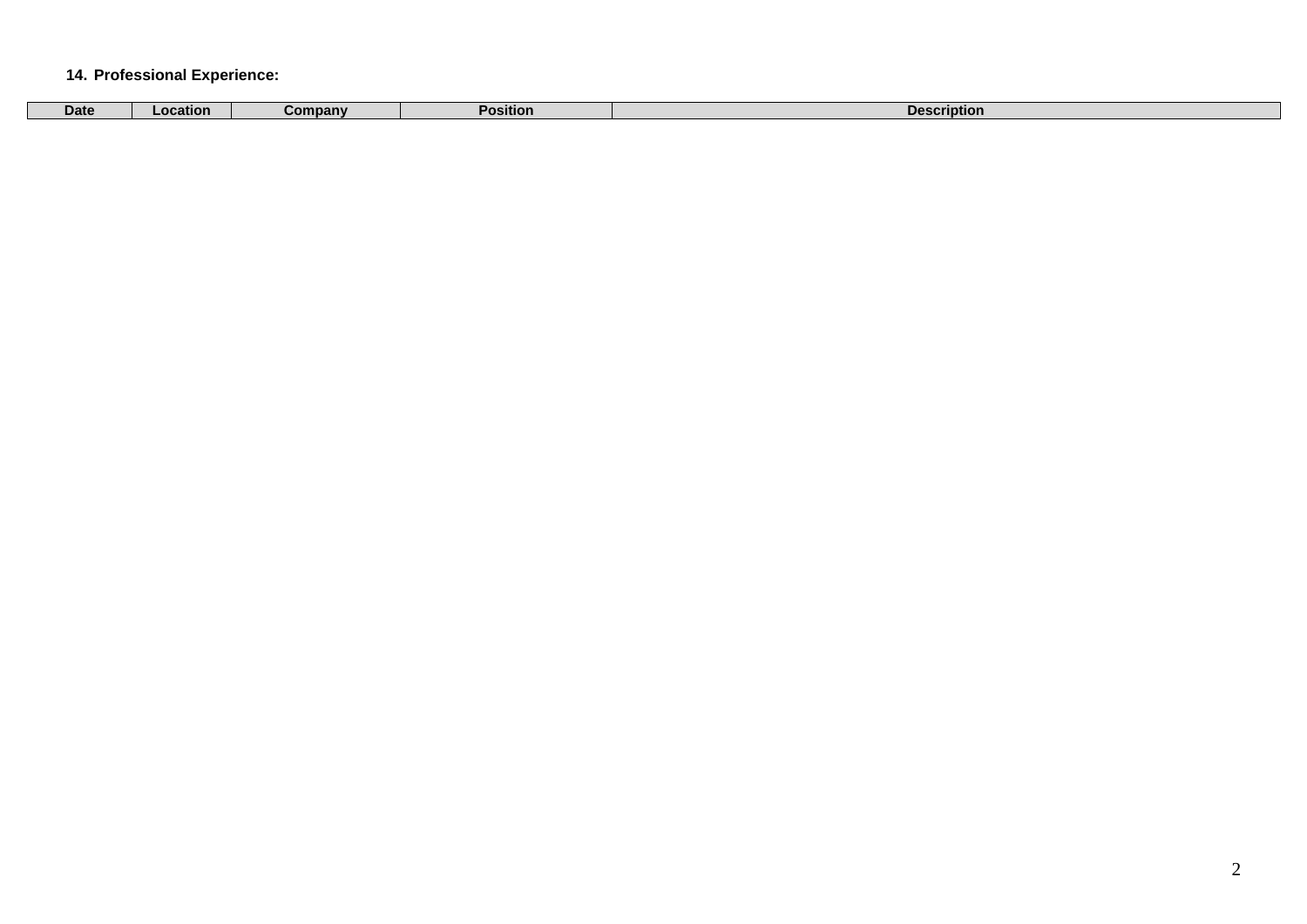14. **Professional Experience:**

| Date | Location | Company | Position | Description |
|---|---|---|---|---|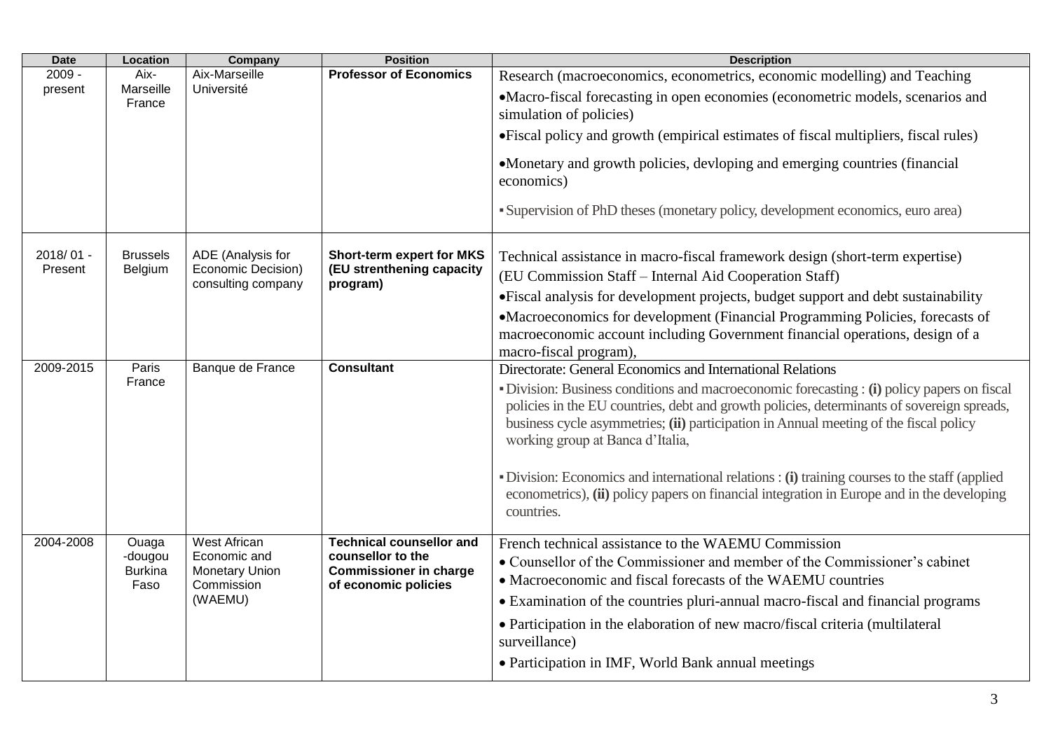| Date | Location | Company | Position | Description |
|---|---|---|---|---|
| 2009 - present | Aix-Marseille France | Aix-Marseille Université | **Professor of Economics** | Research (macroeconomics, econometrics, economic modelling) and Teaching<br>•Macro-fiscal forecasting in open economies (econometric models, scenarios and simulation of policies)<br>•Fiscal policy and growth (empirical estimates of fiscal multipliers, fiscal rules)<br>•Monetary and growth policies, devloping and emerging countries (financial economics)<br>▪ Supervision of PhD theses (monetary policy, development economics, euro area) |
| 2018/ 01 - Present | Brussels Belgium | ADE (Analysis for Economic Decision) consulting company | **Short-term expert for MKS (EU strenthening capacity program)** | Technical assistance in macro-fiscal framework design (short-term expertise)<br>(EU Commission Staff – Internal Aid Cooperation Staff)<br>•Fiscal analysis for development projects, budget support and debt sustainability<br>•Macroeconomics for development (Financial Programming Policies, forecasts of macroeconomic account including Government financial operations, design of a macro-fiscal program), |
| 2009-2015 | Paris France | Banque de France | **Consultant** | Directorate: General Economics and International Relations<br>▪ Division: Business conditions and macroeconomic forecasting : **(i)** policy papers on fiscal policies in the EU countries, debt and growth policies, determinants of sovereign spreads, business cycle asymmetries; **(ii)** participation in Annual meeting of the fiscal policy working group at Banca d'Italia,<br>▪ Division: Economics and international relations : **(i)** training courses to the staff (applied econometrics), **(ii)** policy papers on financial integration in Europe and in the developing countries. |
| 2004-2008 | Ouaga -dougou Burkina Faso | West African Economic and Monetary Union Commission (WAEMU) | **Technical counsellor and counsellor to the Commissioner in charge of economic policies** | French technical assistance to the WAEMU Commission<br>• Counsellor of the Commissioner and member of the Commissioner's cabinet<br>• Macroeconomic and fiscal forecasts of the WAEMU countries<br>• Examination of the countries pluri-annual macro-fiscal and financial programs<br>• Participation in the elaboration of new macro/fiscal criteria (multilateral surveillance)<br>• Participation in IMF, World Bank annual meetings |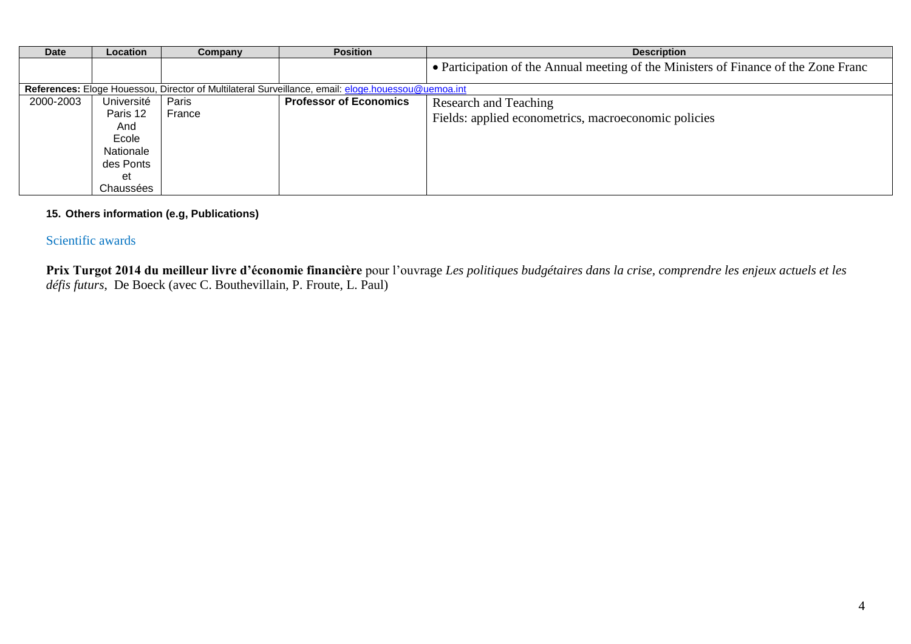| Date | Location | Company | Position | Description |
|---|---|---|---|---|
| | | | | • Participation of the Annual meeting of the Ministers of Finance of the Zone Franc |
| **References:** Eloge Houessou, Director of Multilateral Surveillance, email: eloge.houessou@uemoa.int | | | | |
| 2000-2003 | Université Paris 12 And Ecole Nationale des Ponts et Chaussées | Paris France | **Professor of Economics** | Research and Teaching<br>Fields: applied econometrics, macroeconomic policies |

#### 15. Others information (e.g, Publications)

Scientific awards

**Prix Turgot 2014 du meilleur livre d'économie financière** pour l'ouvrage *Les politiques budgétaires dans la crise, comprendre les enjeux actuels et les défis futurs*, De Boeck (avec C. Bouthevillain, P. Froute, L. Paul)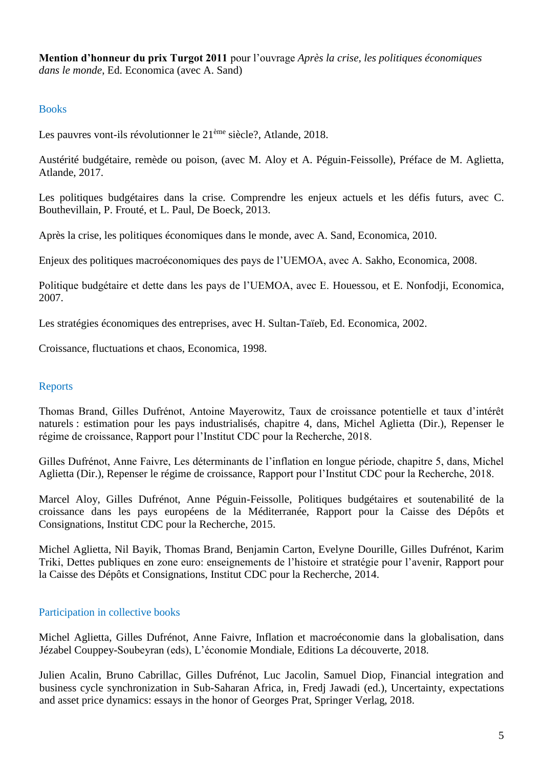**Mention d'honneur du prix Turgot 2011** pour l'ouvrage *Après la crise, les politiques économiques dans le monde*, Ed. Economica (avec A. Sand)

## Books

Les pauvres vont-ils révolutionner le 21ème siècle?, Atlande, 2018.

Austérité budgétaire, remède ou poison, (avec M. Aloy et A. Péguin-Feissolle), Préface de M. Aglietta, Atlande, 2017.

Les politiques budgétaires dans la crise. Comprendre les enjeux actuels et les défis futurs, avec C. Bouthevillain, P. Frouté, et L. Paul, De Boeck, 2013.

Après la crise, les politiques économiques dans le monde, avec A. Sand, Economica, 2010.

Enjeux des politiques macroéconomiques des pays de l'UEMOA, avec A. Sakho, Economica, 2008.

Politique budgétaire et dette dans les pays de l'UEMOA, avec E. Houessou, et E. Nonfodji, Economica, 2007.

Les stratégies économiques des entreprises, avec H. Sultan-Taïeb, Ed. Economica, 2002.

Croissance, fluctuations et chaos, Economica, 1998.

## Reports

Thomas Brand, Gilles Dufrénot, Antoine Mayerowitz, Taux de croissance potentielle et taux d'intérêt naturels : estimation pour les pays industrialisés, chapitre 4, dans, Michel Aglietta (Dir.), Repenser le régime de croissance, Rapport pour l'Institut CDC pour la Recherche, 2018.

Gilles Dufrénot, Anne Faivre, Les déterminants de l'inflation en longue période, chapitre 5, dans, Michel Aglietta (Dir.), Repenser le régime de croissance, Rapport pour l'Institut CDC pour la Recherche, 2018.

Marcel Aloy, Gilles Dufrénot, Anne Péguin-Feissolle, Politiques budgétaires et soutenabilité de la croissance dans les pays européens de la Méditerranée, Rapport pour la Caisse des Dépôts et Consignations, Institut CDC pour la Recherche, 2015.

Michel Aglietta, Nil Bayik, Thomas Brand, Benjamin Carton, Evelyne Dourille, Gilles Dufrénot, Karim Triki, Dettes publiques en zone euro: enseignements de l'histoire et stratégie pour l'avenir, Rapport pour la Caisse des Dépôts et Consignations, Institut CDC pour la Recherche, 2014.

## Participation in collective books

Michel Aglietta, Gilles Dufrénot, Anne Faivre, Inflation et macroéconomie dans la globalisation, dans Jézabel Couppey-Soubeyran (eds), L'économie Mondiale, Editions La découverte, 2018.

Julien Acalin, Bruno Cabrillac, Gilles Dufrénot, Luc Jacolin, Samuel Diop, Financial integration and business cycle synchronization in Sub-Saharan Africa, in, Fredj Jawadi (ed.), Uncertainty, expectations and asset price dynamics: essays in the honor of Georges Prat, Springer Verlag, 2018.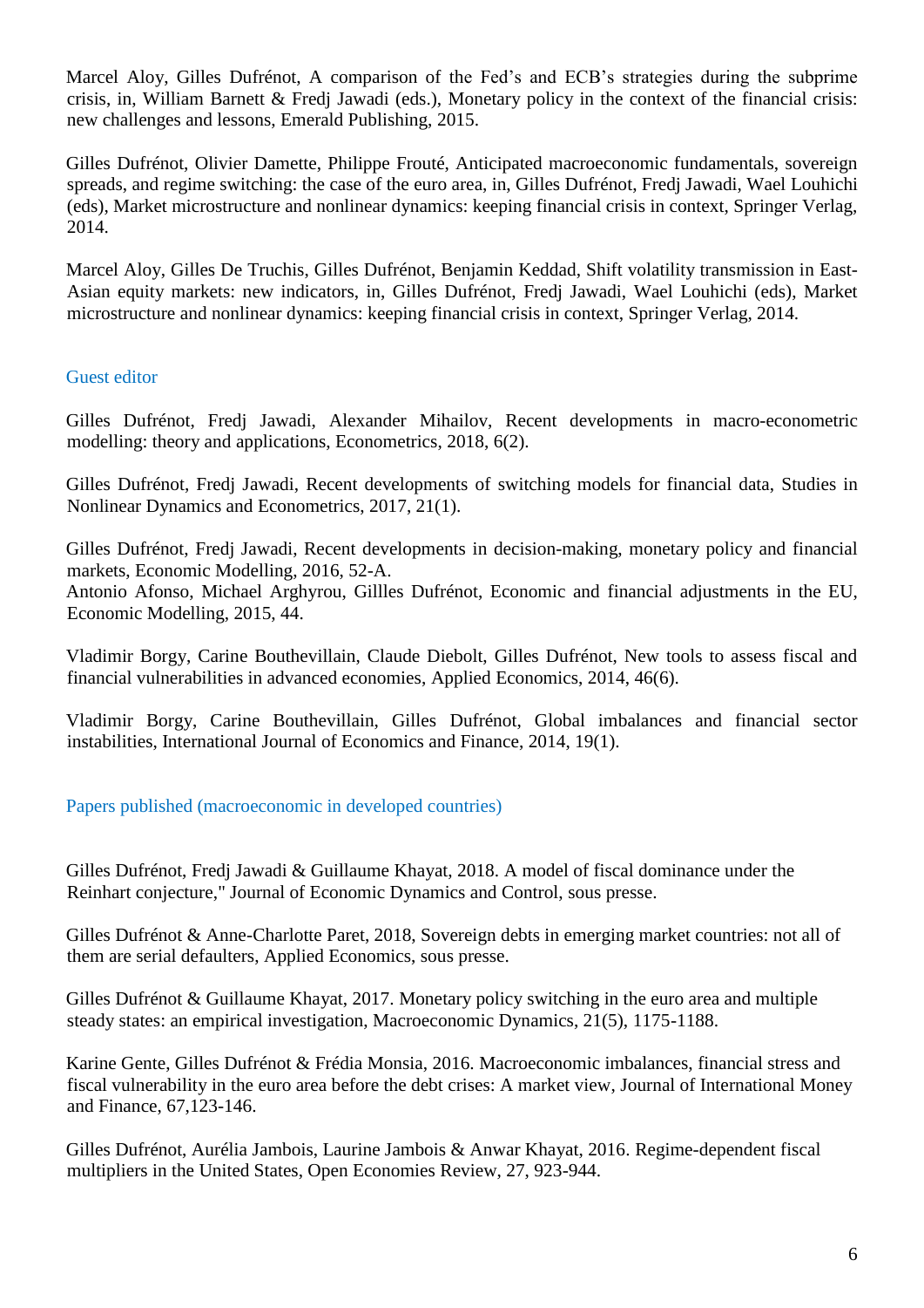Marcel Aloy, Gilles Dufrénot, A comparison of the Fed's and ECB's strategies during the subprime crisis, in, William Barnett & Fredj Jawadi (eds.), Monetary policy in the context of the financial crisis: new challenges and lessons, Emerald Publishing, 2015.

Gilles Dufrénot, Olivier Damette, Philippe Frouté, Anticipated macroeconomic fundamentals, sovereign spreads, and regime switching: the case of the euro area, in, Gilles Dufrénot, Fredj Jawadi, Wael Louhichi (eds), Market microstructure and nonlinear dynamics: keeping financial crisis in context, Springer Verlag, 2014.

Marcel Aloy, Gilles De Truchis, Gilles Dufrénot, Benjamin Keddad, Shift volatility transmission in East-Asian equity markets: new indicators, in, Gilles Dufrénot, Fredj Jawadi, Wael Louhichi (eds), Market microstructure and nonlinear dynamics: keeping financial crisis in context, Springer Verlag, 2014.

## Guest editor

Gilles Dufrénot, Fredj Jawadi, Alexander Mihailov, Recent developments in macro-econometric modelling: theory and applications, Econometrics, 2018, 6(2).

Gilles Dufrénot, Fredj Jawadi, Recent developments of switching models for financial data, Studies in Nonlinear Dynamics and Econometrics, 2017, 21(1).

Gilles Dufrénot, Fredj Jawadi, Recent developments in decision-making, monetary policy and financial markets, Economic Modelling, 2016, 52-A.
Antonio Afonso, Michael Arghyrou, Gillles Dufrénot, Economic and financial adjustments in the EU, Economic Modelling, 2015, 44.

Vladimir Borgy, Carine Bouthevillain, Claude Diebolt, Gilles Dufrénot, New tools to assess fiscal and financial vulnerabilities in advanced economies, Applied Economics, 2014, 46(6).

Vladimir Borgy, Carine Bouthevillain, Gilles Dufrénot, Global imbalances and financial sector instabilities, International Journal of Economics and Finance, 2014, 19(1).

## Papers published (macroeconomic in developed countries)

Gilles Dufrénot, Fredj Jawadi & Guillaume Khayat, 2018. A model of fiscal dominance under the Reinhart conjecture," Journal of Economic Dynamics and Control, sous presse.

Gilles Dufrénot & Anne-Charlotte Paret, 2018, Sovereign debts in emerging market countries: not all of them are serial defaulters, Applied Economics, sous presse.

Gilles Dufrénot & Guillaume Khayat, 2017. Monetary policy switching in the euro area and multiple steady states: an empirical investigation, Macroeconomic Dynamics, 21(5), 1175-1188.

Karine Gente, Gilles Dufrénot & Frédia Monsia, 2016. Macroeconomic imbalances, financial stress and fiscal vulnerability in the euro area before the debt crises: A market view, Journal of International Money and Finance, 67,123-146.

Gilles Dufrénot, Aurélia Jambois, Laurine Jambois & Anwar Khayat, 2016. Regime-dependent fiscal multipliers in the United States, Open Economies Review, 27, 923-944.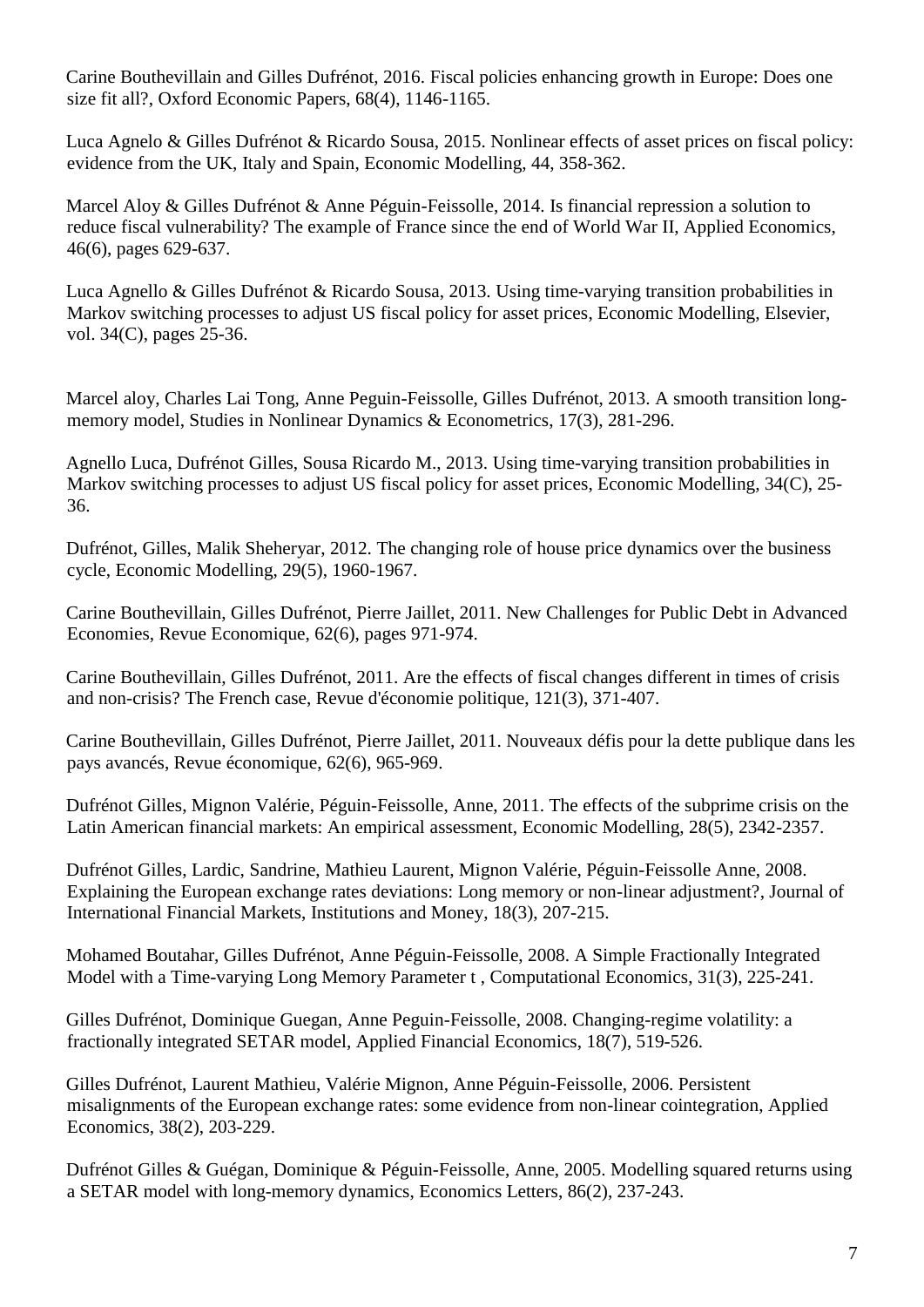Carine Bouthevillain and Gilles Dufrénot, 2016. Fiscal policies enhancing growth in Europe: Does one size fit all?, Oxford Economic Papers, 68(4), 1146-1165.

Luca Agnelo & Gilles Dufrénot & Ricardo Sousa, 2015. Nonlinear effects of asset prices on fiscal policy: evidence from the UK, Italy and Spain, Economic Modelling, 44, 358-362.

Marcel Aloy & Gilles Dufrénot & Anne Péguin-Feissolle, 2014. Is financial repression a solution to reduce fiscal vulnerability? The example of France since the end of World War II, Applied Economics, 46(6), pages 629-637.

Luca Agnello & Gilles Dufrénot & Ricardo Sousa, 2013. Using time-varying transition probabilities in Markov switching processes to adjust US fiscal policy for asset prices, Economic Modelling, Elsevier, vol. 34(C), pages 25-36.

Marcel aloy, Charles Lai Tong, Anne Peguin-Feissolle, Gilles Dufrénot, 2013. A smooth transition long-memory model, Studies in Nonlinear Dynamics & Econometrics, 17(3), 281-296.

Agnello Luca, Dufrénot Gilles, Sousa Ricardo M., 2013. Using time-varying transition probabilities in Markov switching processes to adjust US fiscal policy for asset prices, Economic Modelling, 34(C), 25-36.

Dufrénot, Gilles, Malik Sheheryar, 2012. The changing role of house price dynamics over the business cycle, Economic Modelling, 29(5), 1960-1967.

Carine Bouthevillain, Gilles Dufrénot, Pierre Jaillet, 2011. New Challenges for Public Debt in Advanced Economies, Revue Economique, 62(6), pages 971-974.

Carine Bouthevillain, Gilles Dufrénot, 2011. Are the effects of fiscal changes different in times of crisis and non-crisis? The French case, Revue d'économie politique, 121(3), 371-407.

Carine Bouthevillain, Gilles Dufrénot, Pierre Jaillet, 2011. Nouveaux défis pour la dette publique dans les pays avancés, Revue économique, 62(6), 965-969.

Dufrénot Gilles, Mignon Valérie, Péguin-Feissolle, Anne, 2011. The effects of the subprime crisis on the Latin American financial markets: An empirical assessment, Economic Modelling, 28(5), 2342-2357.

Dufrénot Gilles, Lardic, Sandrine, Mathieu Laurent, Mignon Valérie, Péguin-Feissolle Anne, 2008. Explaining the European exchange rates deviations: Long memory or non-linear adjustment?, Journal of International Financial Markets, Institutions and Money, 18(3), 207-215.

Mohamed Boutahar, Gilles Dufrénot, Anne Péguin-Feissolle, 2008. A Simple Fractionally Integrated Model with a Time-varying Long Memory Parameter t , Computational Economics, 31(3), 225-241.

Gilles Dufrénot, Dominique Guegan, Anne Peguin-Feissolle, 2008. Changing-regime volatility: a fractionally integrated SETAR model, Applied Financial Economics, 18(7), 519-526.

Gilles Dufrénot, Laurent Mathieu, Valérie Mignon, Anne Péguin-Feissolle, 2006. Persistent misalignments of the European exchange rates: some evidence from non-linear cointegration, Applied Economics, 38(2), 203-229.

Dufrénot Gilles & Guégan, Dominique & Péguin-Feissolle, Anne, 2005. Modelling squared returns using a SETAR model with long-memory dynamics, Economics Letters, 86(2), 237-243.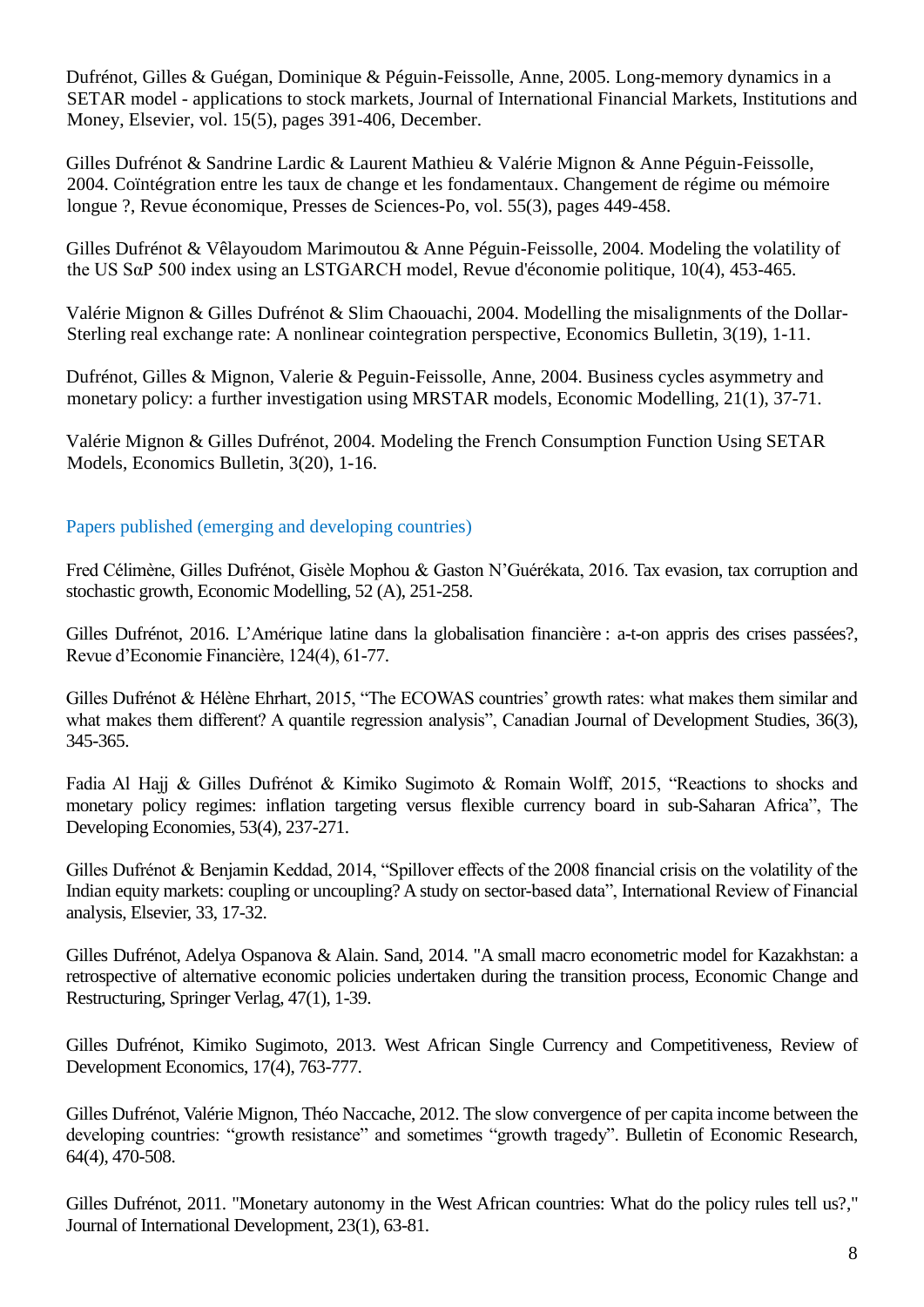Dufrénot, Gilles & Guégan, Dominique & Péguin-Feissolle, Anne, 2005. Long-memory dynamics in a SETAR model - applications to stock markets, Journal of International Financial Markets, Institutions and Money, Elsevier, vol. 15(5), pages 391-406, December.

Gilles Dufrénot & Sandrine Lardic & Laurent Mathieu & Valérie Mignon & Anne Péguin-Feissolle, 2004. Coïntégration entre les taux de change et les fondamentaux. Changement de régime ou mémoire longue ?, Revue économique, Presses de Sciences-Po, vol. 55(3), pages 449-458.

Gilles Dufrénot & Vêlayoudom Marimoutou & Anne Péguin-Feissolle, 2004. Modeling the volatility of the US SαP 500 index using an LSTGARCH model, Revue d'économie politique, 10(4), 453-465.

Valérie Mignon & Gilles Dufrénot & Slim Chaouachi, 2004. Modelling the misalignments of the Dollar-Sterling real exchange rate: A nonlinear cointegration perspective, Economics Bulletin, 3(19), 1-11.

Dufrénot, Gilles & Mignon, Valerie & Peguin-Feissolle, Anne, 2004. Business cycles asymmetry and monetary policy: a further investigation using MRSTAR models, Economic Modelling, 21(1), 37-71.

Valérie Mignon & Gilles Dufrénot, 2004. Modeling the French Consumption Function Using SETAR Models, Economics Bulletin, 3(20), 1-16.

## Papers published (emerging and developing countries)

Fred Célimène, Gilles Dufrénot, Gisèle Mophou & Gaston N'Guérékata, 2016. Tax evasion, tax corruption and stochastic growth, Economic Modelling, 52 (A), 251-258.

Gilles Dufrénot, 2016. L'Amérique latine dans la globalisation financière : a-t-on appris des crises passées?, Revue d'Economie Financière, 124(4), 61-77.

Gilles Dufrénot & Hélène Ehrhart, 2015, "The ECOWAS countries' growth rates: what makes them similar and what makes them different? A quantile regression analysis", Canadian Journal of Development Studies, 36(3), 345-365.

Fadia Al Hajj & Gilles Dufrénot & Kimiko Sugimoto & Romain Wolff, 2015, "Reactions to shocks and monetary policy regimes: inflation targeting versus flexible currency board in sub-Saharan Africa", The Developing Economies, 53(4), 237-271.

Gilles Dufrénot & Benjamin Keddad, 2014, "Spillover effects of the 2008 financial crisis on the volatility of the Indian equity markets: coupling or uncoupling? A study on sector-based data", International Review of Financial analysis, Elsevier, 33, 17-32.

Gilles Dufrénot, Adelya Ospanova & Alain. Sand, 2014. "A small macro econometric model for Kazakhstan: a retrospective of alternative economic policies undertaken during the transition process, Economic Change and Restructuring, Springer Verlag, 47(1), 1-39.

Gilles Dufrénot, Kimiko Sugimoto, 2013. West African Single Currency and Competitiveness, Review of Development Economics, 17(4), 763-777.

Gilles Dufrénot, Valérie Mignon, Théo Naccache, 2012. The slow convergence of per capita income between the developing countries: "growth resistance" and sometimes "growth tragedy". Bulletin of Economic Research, 64(4), 470-508.

Gilles Dufrénot, 2011. "Monetary autonomy in the West African countries: What do the policy rules tell us?," Journal of International Development, 23(1), 63-81.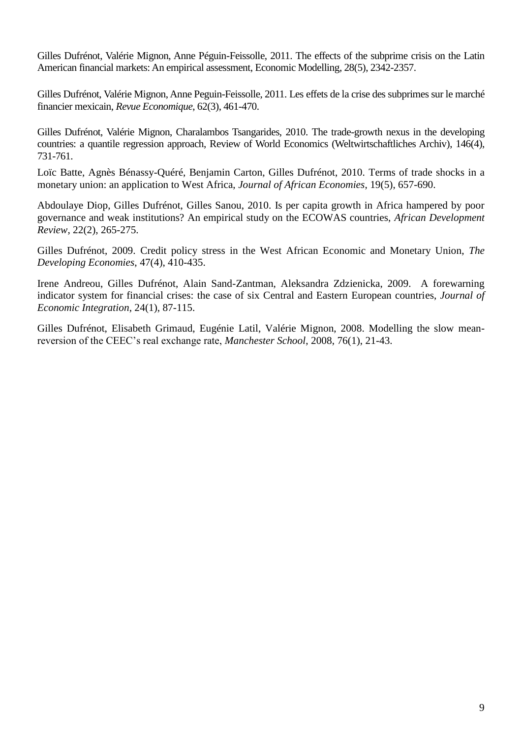Gilles Dufrénot, Valérie Mignon, Anne Péguin-Feissolle, 2011. The effects of the subprime crisis on the Latin American financial markets: An empirical assessment, Economic Modelling, 28(5), 2342-2357.

Gilles Dufrénot, Valérie Mignon, Anne Peguin-Feissolle, 2011. Les effets de la crise des subprimes sur le marché financier mexicain, *Revue Economique*, 62(3), 461-470.

Gilles Dufrénot, Valérie Mignon, Charalambos Tsangarides, 2010. The trade-growth nexus in the developing countries: a quantile regression approach, Review of World Economics (Weltwirtschaftliches Archiv), 146(4), 731-761.

Loïc Batte, Agnès Bénassy-Quéré, Benjamin Carton, Gilles Dufrénot, 2010. Terms of trade shocks in a monetary union: an application to West Africa, *Journal of African Economies*, 19(5), 657-690.

Abdoulaye Diop, Gilles Dufrénot, Gilles Sanou, 2010. Is per capita growth in Africa hampered by poor governance and weak institutions? An empirical study on the ECOWAS countries, *African Development Review*, 22(2), 265-275.

Gilles Dufrénot, 2009. Credit policy stress in the West African Economic and Monetary Union, *The Developing Economies*, 47(4), 410-435.

Irene Andreou, Gilles Dufrénot, Alain Sand-Zantman, Aleksandra Zdzienicka, 2009. A forewarning indicator system for financial crises: the case of six Central and Eastern European countries, *Journal of Economic Integration*, 24(1), 87-115.

Gilles Dufrénot, Elisabeth Grimaud, Eugénie Latil, Valérie Mignon, 2008. Modelling the slow mean-reversion of the CEEC's real exchange rate, *Manchester School*, 2008, 76(1), 21-43.